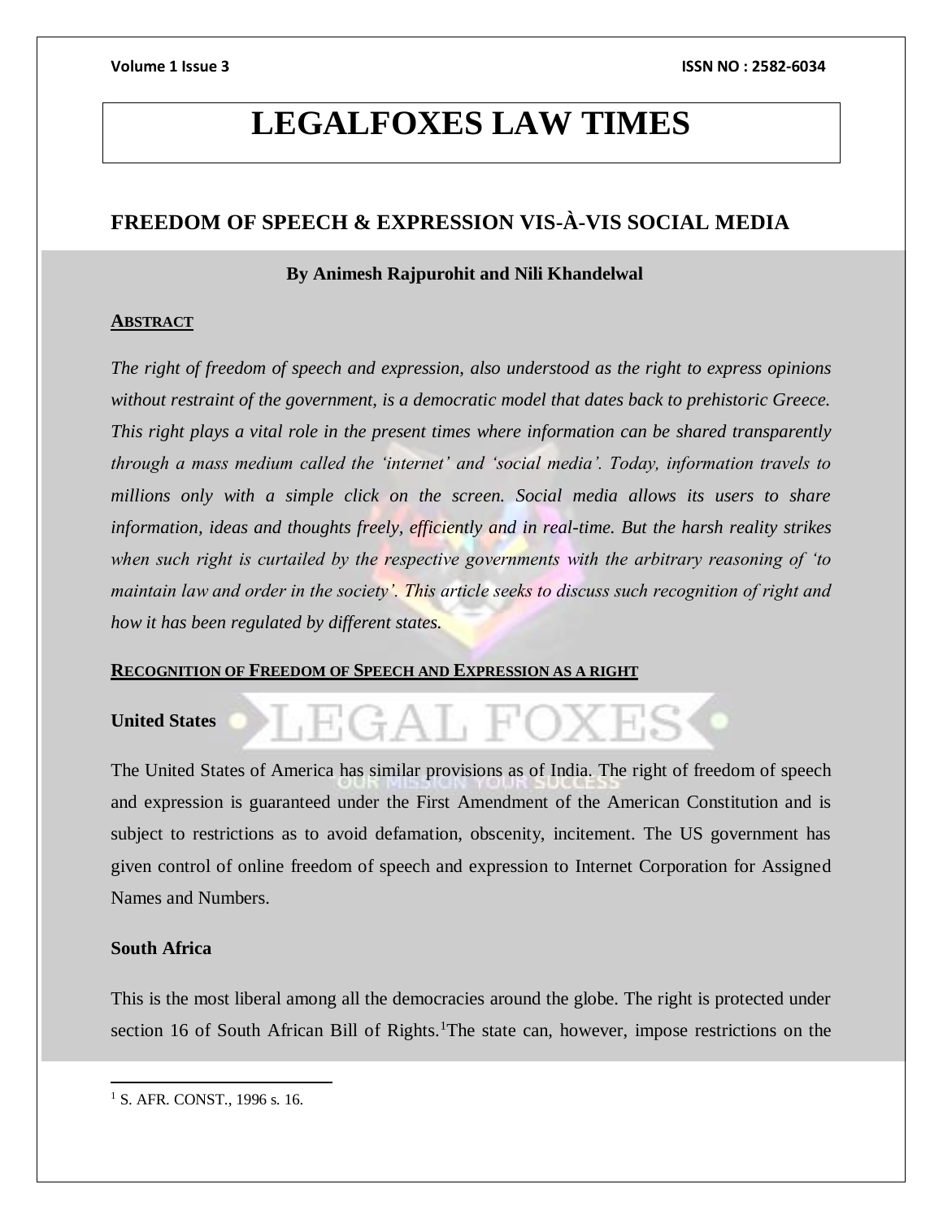# LEGALFOXES LAW TIMES

## FREEDOM OF SPEECH & EXPRESSION VIS-À-VIS SOCIAL MEDIA

**By Animesh Rajpurohit and Nili Khandelwal**

### ABSTRACT

*The right of freedom of speech and expression, also understood as the right to express opinions without restraint of the government, is a democratic model that dates back to prehistoric Greece. This right plays a vital role in the present times where information can be shared transparently through a mass medium called the 'internet' and 'social media'. Today, information travels to millions only with a simple click on the screen. Social media allows its users to share information, ideas and thoughts freely, efficiently and in real-time. But the harsh reality strikes when such right is curtailed by the respective governments with the arbitrary reasoning of 'to maintain law and order in the society'. This article seeks to discuss such recognition of right and how it has been regulated by different states.*

### RECOGNITION OF FREEDOM OF SPEECH AND EXPRESSION AS A RIGHT

**United States**

The United States of America has similar provisions as of India. The right of freedom of speech and expression is guaranteed under the First Amendment of the American Constitution and is subject to restrictions as to avoid defamation, obscenity, incitement. The US government has given control of online freedom of speech and expression to Internet Corporation for Assigned Names and Numbers.

**South Africa**

This is the most liberal among all the democracies around the globe. The right is protected under section 16 of South African Bill of Rights.[1]The state can, however, impose restrictions on the

---

[1] S. AFR. CONST., 1996 s. 16.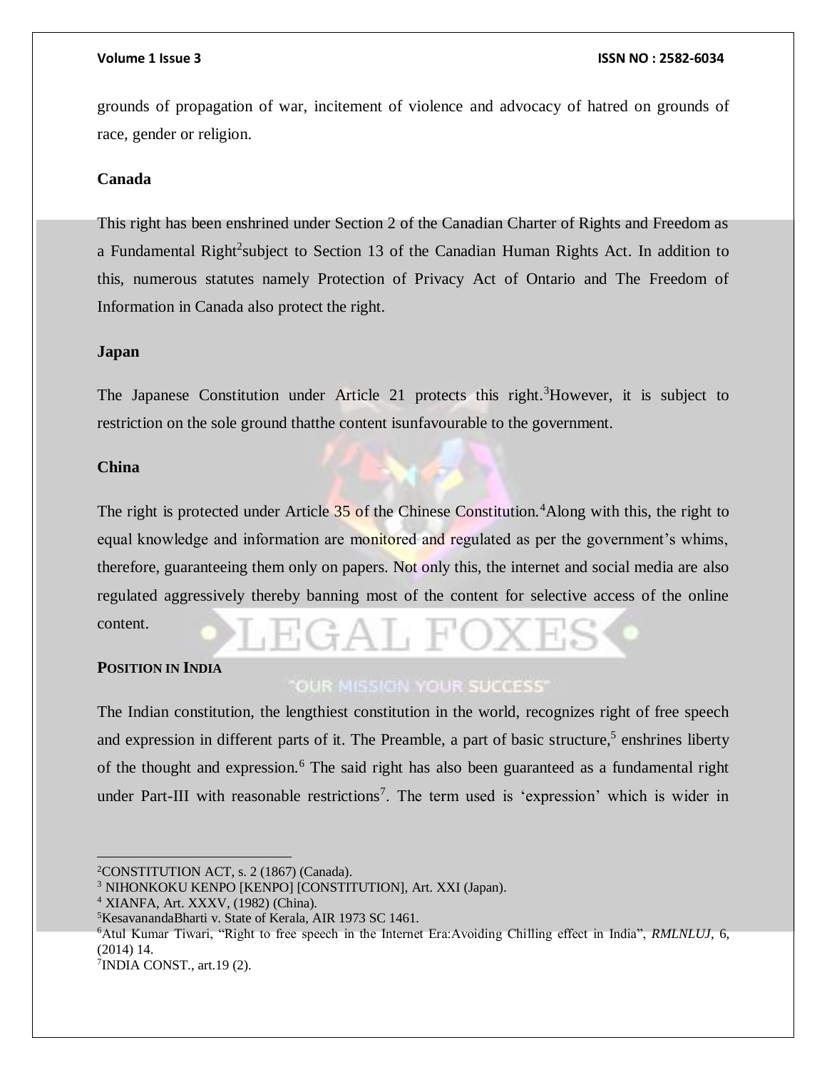grounds of propagation of war, incitement of violence and advocacy of hatred on grounds of race, gender or religion.

**Canada**

This right has been enshrined under Section 2 of the Canadian Charter of Rights and Freedom as a Fundamental Right[2]subject to Section 13 of the Canadian Human Rights Act. In addition to this, numerous statutes namely Protection of Privacy Act of Ontario and The Freedom of Information in Canada also protect the right.

**Japan**

The Japanese Constitution under Article 21 protects this right.[3]However, it is subject to restriction on the sole ground thatthe content isunfavourable to the government.

**China**

The right is protected under Article 35 of the Chinese Constitution.[4]Along with this, the right to equal knowledge and information are monitored and regulated as per the government's whims, therefore, guaranteeing them only on papers. Not only this, the internet and social media are also regulated aggressively thereby banning most of the content for selective access of the online content.

**POSITION IN INDIA**

The Indian constitution, the lengthiest constitution in the world, recognizes right of free speech and expression in different parts of it. The Preamble, a part of basic structure,[5] enshrines liberty of the thought and expression.[6] The said right has also been guaranteed as a fundamental right under Part-III with reasonable restrictions[7]. The term used is 'expression' which is wider in

---

[2]CONSTITUTION ACT, s. 2 (1867) (Canada).

[3] NIHONKOKU KENPO [KENPO] [CONSTITUTION], Art. XXI (Japan).

[4] XIANFA, Art. XXXV, (1982) (China).

[5]KesavanandaBharti v. State of Kerala, AIR 1973 SC 1461.

[6]Atul Kumar Tiwari, "Right to free speech in the Internet Era:Avoiding Chilling effect in India", *RMLNLUJ*, 6, (2014) 14.

[7]INDIA CONST., art.19 (2).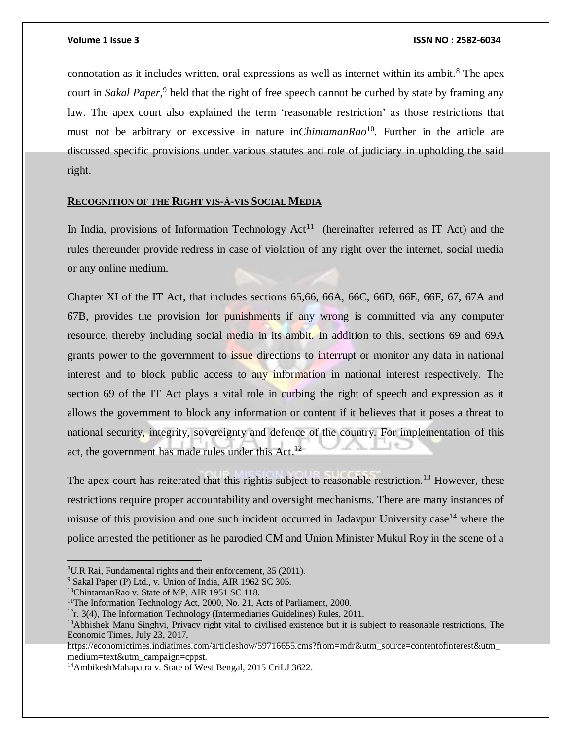connotation as it includes written, oral expressions as well as internet within its ambit.[8] The apex court in *Sakal Paper*,[9] held that the right of free speech cannot be curbed by state by framing any law. The apex court also explained the term 'reasonable restriction' as those restrictions that must not be arbitrary or excessive in nature in*ChintamanRao*[10]. Further in the article are discussed specific provisions under various statutes and role of judiciary in upholding the said right.

## RECOGNITION OF THE RIGHT VIS-À-VIS SOCIAL MEDIA

In India, provisions of Information Technology Act[11] (hereinafter referred as IT Act) and the rules thereunder provide redress in case of violation of any right over the internet, social media or any online medium.

Chapter XI of the IT Act, that includes sections 65,66, 66A, 66C, 66D, 66E, 66F, 67, 67A and 67B, provides the provision for punishments if any wrong is committed via any computer resource, thereby including social media in its ambit. In addition to this, sections 69 and 69A grants power to the government to issue directions to interrupt or monitor any data in national interest and to block public access to any information in national interest respectively. The section 69 of the IT Act plays a vital role in curbing the right of speech and expression as it allows the government to block any information or content if it believes that it poses a threat to national security, integrity, sovereignty and defence of the country. For implementation of this act, the government has made rules under this Act.[12]

The apex court has reiterated that this rightis subject to reasonable restriction.[13] However, these restrictions require proper accountability and oversight mechanisms. There are many instances of misuse of this provision and one such incident occurred in Jadavpur University case[14] where the police arrested the petitioner as he parodied CM and Union Minister Mukul Roy in the scene of a

---

[8] U.R Rai, Fundamental rights and their enforcement, 35 (2011).

[9] Sakal Paper (P) Ltd., v. Union of India, AIR 1962 SC 305.

[10] ChintamanRao v. State of MP, AIR 1951 SC 118.

[11] The Information Technology Act, 2000, No. 21, Acts of Parliament, 2000.

[12] r. 3(4), The Information Technology (Intermediaries Guidelines) Rules, 2011.

[13] Abhishek Manu Singhvi, Privacy right vital to civilised existence but it is subject to reasonable restrictions, The Economic Times, July 23, 2017, https://economictimes.indiatimes.com/articleshow/59716655.cms?from=mdr&utm_source=contentofinterest&utm_medium=text&utm_campaign=cppst.

[14] AmbikeshMahapatra v. State of West Bengal, 2015 CriLJ 3622.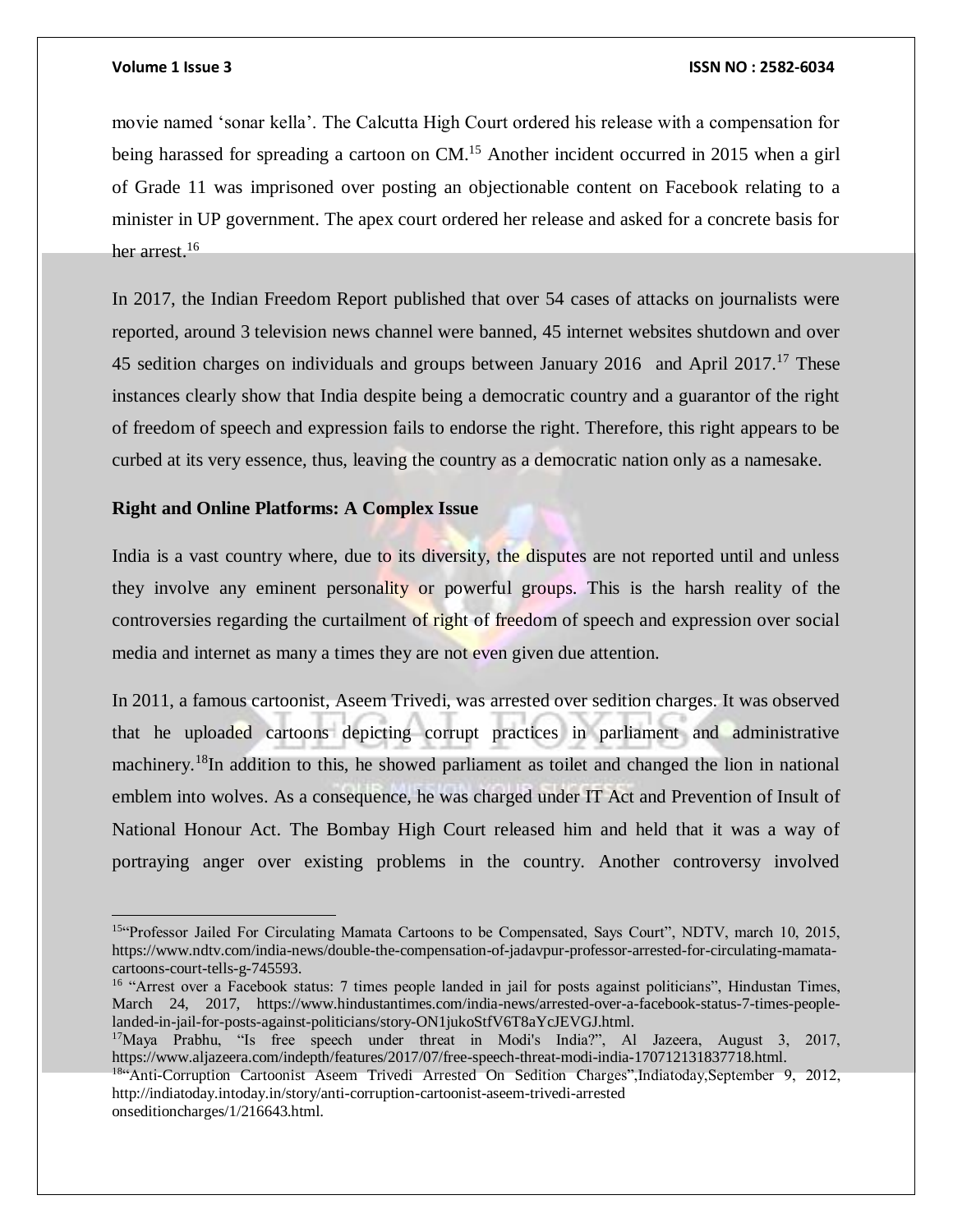movie named 'sonar kella'. The Calcutta High Court ordered his release with a compensation for being harassed for spreading a cartoon on CM.[15] Another incident occurred in 2015 when a girl of Grade 11 was imprisoned over posting an objectionable content on Facebook relating to a minister in UP government. The apex court ordered her release and asked for a concrete basis for her arrest.[16]

In 2017, the Indian Freedom Report published that over 54 cases of attacks on journalists were reported, around 3 television news channel were banned, 45 internet websites shutdown and over 45 sedition charges on individuals and groups between January 2016 and April 2017.[17] These instances clearly show that India despite being a democratic country and a guarantor of the right of freedom of speech and expression fails to endorse the right. Therefore, this right appears to be curbed at its very essence, thus, leaving the country as a democratic nation only as a namesake.

**Right and Online Platforms: A Complex Issue**

India is a vast country where, due to its diversity, the disputes are not reported until and unless they involve any eminent personality or powerful groups. This is the harsh reality of the controversies regarding the curtailment of right of freedom of speech and expression over social media and internet as many a times they are not even given due attention.

In 2011, a famous cartoonist, Aseem Trivedi, was arrested over sedition charges. It was observed that he uploaded cartoons depicting corrupt practices in parliament and administrative machinery.[18]In addition to this, he showed parliament as toilet and changed the lion in national emblem into wolves. As a consequence, he was charged under IT Act and Prevention of Insult of National Honour Act. The Bombay High Court released him and held that it was a way of portraying anger over existing problems in the country. Another controversy involved

---

[15]"Professor Jailed For Circulating Mamata Cartoons to be Compensated, Says Court", NDTV, march 10, 2015, https://www.ndtv.com/india-news/double-the-compensation-of-jadavpur-professor-arrested-for-circulating-mamata-cartoons-court-tells-g-745593.

[16] "Arrest over a Facebook status: 7 times people landed in jail for posts against politicians", Hindustan Times, March 24, 2017, https://www.hindustantimes.com/india-news/arrested-over-a-facebook-status-7-times-people-landed-in-jail-for-posts-against-politicians/story-ON1jukoStfV6T8aYcJEVGJ.html.

[17]Maya Prabhu, "Is free speech under threat in Modi's India?", Al Jazeera, August 3, 2017, https://www.aljazeera.com/indepth/features/2017/07/free-speech-threat-modi-india-170712131837718.html.

[18]"Anti-Corruption Cartoonist Aseem Trivedi Arrested On Sedition Charges",Indiatoday,September 9, 2012, http://indiatoday.intoday.in/story/anti-corruption-cartoonist-aseem-trivedi-arrested onseditioncharges/1/216643.html.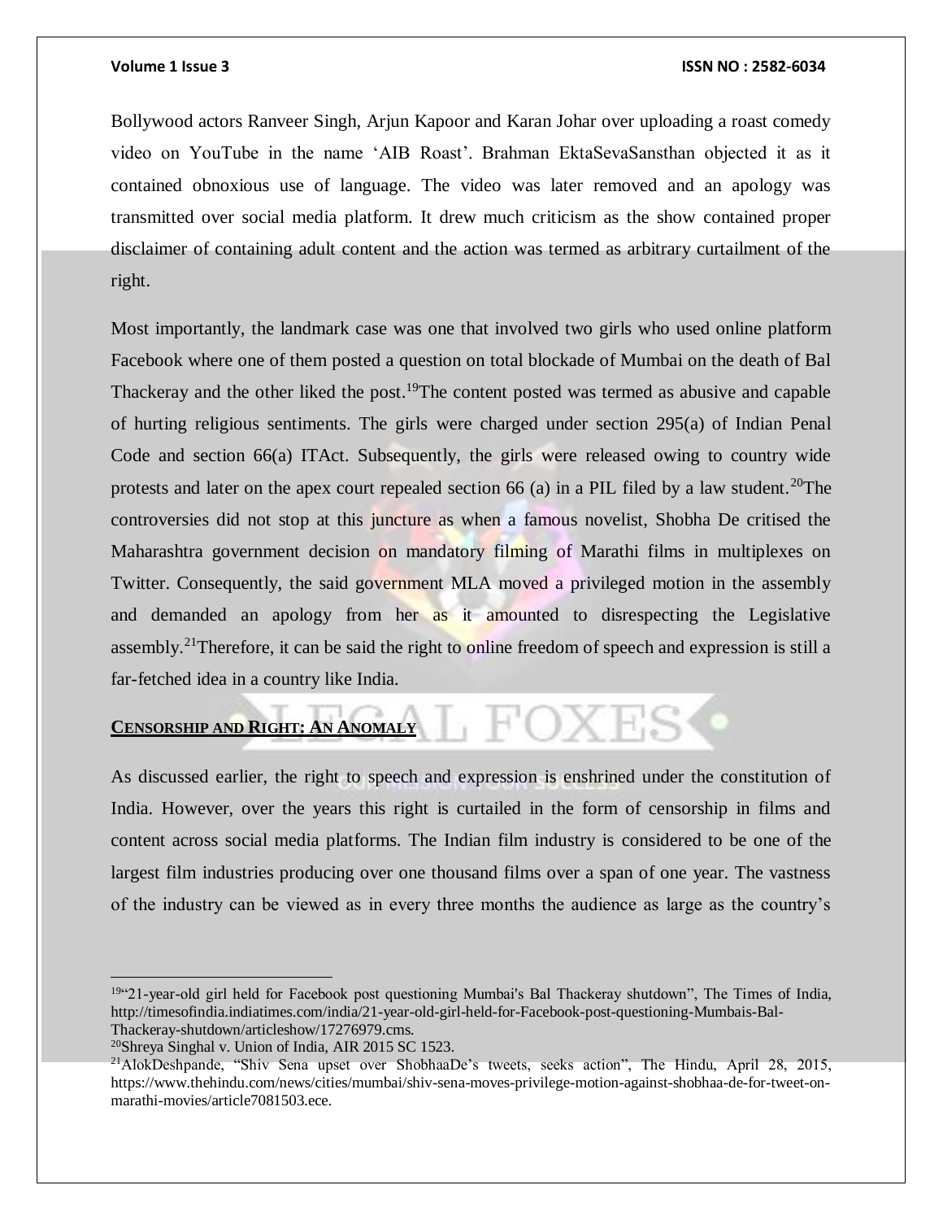Bollywood actors Ranveer Singh, Arjun Kapoor and Karan Johar over uploading a roast comedy video on YouTube in the name 'AIB Roast'. Brahman EktaSevaSansthan objected it as it contained obnoxious use of language. The video was later removed and an apology was transmitted over social media platform. It drew much criticism as the show contained proper disclaimer of containing adult content and the action was termed as arbitrary curtailment of the right.

Most importantly, the landmark case was one that involved two girls who used online platform Facebook where one of them posted a question on total blockade of Mumbai on the death of Bal Thackeray and the other liked the post.[19]The content posted was termed as abusive and capable of hurting religious sentiments. The girls were charged under section 295(a) of Indian Penal Code and section 66(a) ITAct. Subsequently, the girls were released owing to country wide protests and later on the apex court repealed section 66 (a) in a PIL filed by a law student.[20]The controversies did not stop at this juncture as when a famous novelist, Shobha De critised the Maharashtra government decision on mandatory filming of Marathi films in multiplexes on Twitter. Consequently, the said government MLA moved a privileged motion in the assembly and demanded an apology from her as it amounted to disrespecting the Legislative assembly.[21]Therefore, it can be said the right to online freedom of speech and expression is still a far-fetched idea in a country like India.

## CENSORSHIP AND RIGHT: AN ANOMALY

As discussed earlier, the right to speech and expression is enshrined under the constitution of India. However, over the years this right is curtailed in the form of censorship in films and content across social media platforms. The Indian film industry is considered to be one of the largest film industries producing over one thousand films over a span of one year. The vastness of the industry can be viewed as in every three months the audience as large as the country's

---

[19]"21-year-old girl held for Facebook post questioning Mumbai's Bal Thackeray shutdown", The Times of India, http://timesofindia.indiatimes.com/india/21-year-old-girl-held-for-Facebook-post-questioning-Mumbais-Bal-Thackeray-shutdown/articleshow/17276979.cms.

[20]Shreya Singhal v. Union of India, AIR 2015 SC 1523.

[21]AlokDeshpande, "Shiv Sena upset over ShobhaaDe's tweets, seeks action", The Hindu, April 28, 2015, https://www.thehindu.com/news/cities/mumbai/shiv-sena-moves-privilege-motion-against-shobhaa-de-for-tweet-on-marathi-movies/article7081503.ece.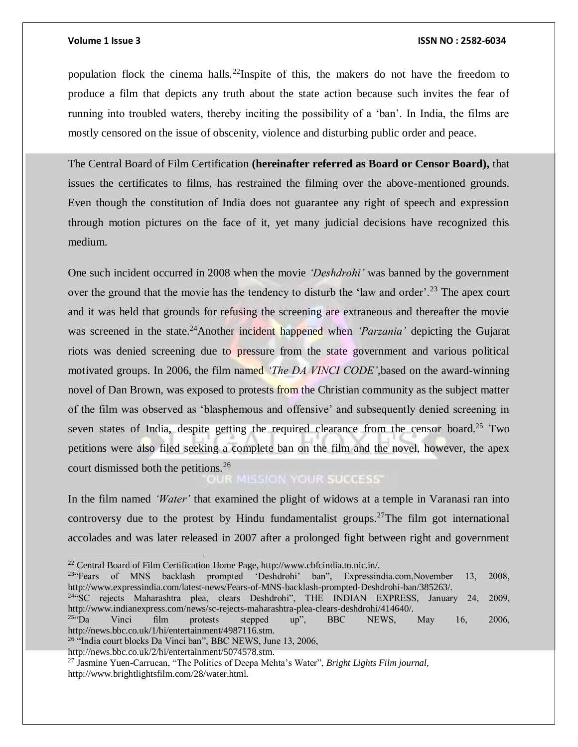population flock the cinema halls.[22]Inspite of this, the makers do not have the freedom to produce a film that depicts any truth about the state action because such invites the fear of running into troubled waters, thereby inciting the possibility of a 'ban'. In India, the films are mostly censored on the issue of obscenity, violence and disturbing public order and peace.

The Central Board of Film Certification **(hereinafter referred as Board or Censor Board),** that issues the certificates to films, has restrained the filming over the above-mentioned grounds. Even though the constitution of India does not guarantee any right of speech and expression through motion pictures on the face of it, yet many judicial decisions have recognized this medium.

One such incident occurred in 2008 when the movie *'Deshdrohi'* was banned by the government over the ground that the movie has the tendency to disturb the 'law and order'.[23] The apex court and it was held that grounds for refusing the screening are extraneous and thereafter the movie was screened in the state.[24]Another incident happened when *'Parzania'* depicting the Gujarat riots was denied screening due to pressure from the state government and various political motivated groups. In 2006, the film named *'The DA VINCI CODE'*,based on the award-winning novel of Dan Brown, was exposed to protests from the Christian community as the subject matter of the film was observed as 'blasphemous and offensive' and subsequently denied screening in seven states of India, despite getting the required clearance from the censor board.[25] Two petitions were also filed seeking a complete ban on the film and the novel, however, the apex court dismissed both the petitions.[26]

In the film named *'Water'* that examined the plight of widows at a temple in Varanasi ran into controversy due to the protest by Hindu fundamentalist groups.[27]The film got international accolades and was later released in 2007 after a prolonged fight between right and government

---

[22] Central Board of Film Certification Home Page, http://www.cbfcindia.tn.nic.in/.

[23] "Fears of MNS backlash prompted 'Deshdrohi' ban", Expressindia.com,November 13, 2008, http://www.expressindia.com/latest-news/Fears-of-MNS-backlash-prompted-Deshdrohi-ban/385263/.

[24] "SC rejects Maharashtra plea, clears Deshdrohi", THE INDIAN EXPRESS, January 24, 2009, http://www.indianexpress.com/news/sc-rejects-maharashtra-plea-clears-deshdrohi/414640/.

[25] "Da Vinci film protests stepped up", BBC NEWS, May 16, 2006, http://news.bbc.co.uk/1/hi/entertainment/4987116.stm.

[26] "India court blocks Da Vinci ban", BBC NEWS, June 13, 2006, http://news.bbc.co.uk/2/hi/entertainment/5074578.stm.

[27] Jasmine Yuen-Carrucan, "The Politics of Deepa Mehta's Water", *Bright Lights Film journal*, http://www.brightlightsfilm.com/28/water.html.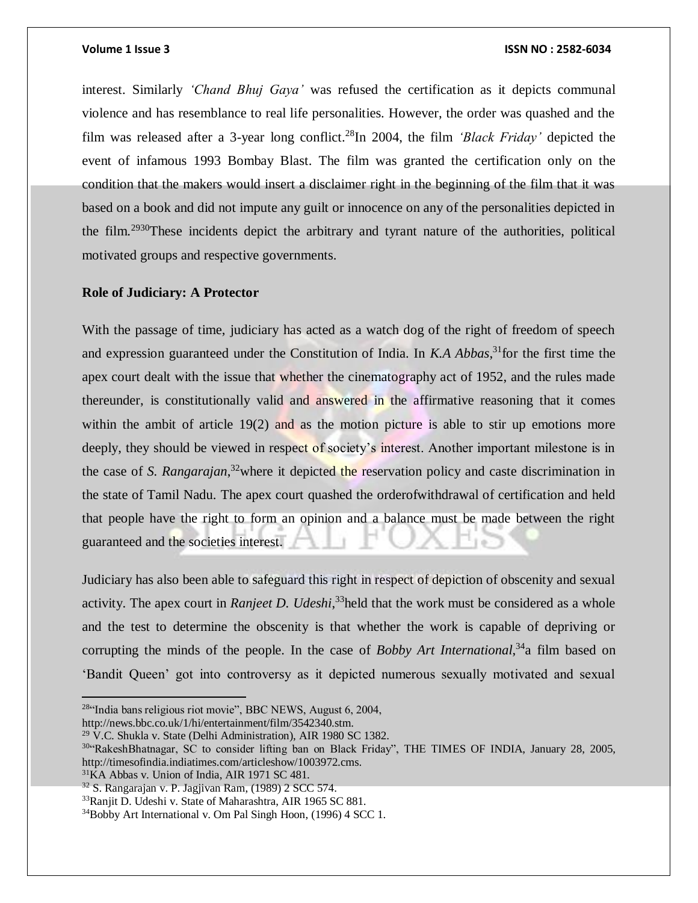interest. Similarly *'Chand Bhuj Gaya'* was refused the certification as it depicts communal violence and has resemblance to real life personalities. However, the order was quashed and the film was released after a 3-year long conflict.[28]In 2004, the film *'Black Friday'* depicted the event of infamous 1993 Bombay Blast. The film was granted the certification only on the condition that the makers would insert a disclaimer right in the beginning of the film that it was based on a book and did not impute any guilt or innocence on any of the personalities depicted in the film.[29][30]These incidents depict the arbitrary and tyrant nature of the authorities, political motivated groups and respective governments.

**Role of Judiciary: A Protector**

With the passage of time, judiciary has acted as a watch dog of the right of freedom of speech and expression guaranteed under the Constitution of India. In *K.A Abbas*,[31]for the first time the apex court dealt with the issue that whether the cinematography act of 1952, and the rules made thereunder, is constitutionally valid and answered in the affirmative reasoning that it comes within the ambit of article 19(2) and as the motion picture is able to stir up emotions more deeply, they should be viewed in respect of society's interest. Another important milestone is in the case of *S. Rangarajan*,[32]where it depicted the reservation policy and caste discrimination in the state of Tamil Nadu. The apex court quashed the orderofwithdrawal of certification and held that people have the right to form an opinion and a balance must be made between the right guaranteed and the societies interest.

Judiciary has also been able to safeguard this right in respect of depiction of obscenity and sexual activity. The apex court in *Ranjeet D. Udeshi*,[33]held that the work must be considered as a whole and the test to determine the obscenity is that whether the work is capable of depriving or corrupting the minds of the people. In the case of *Bobby Art International*,[34]a film based on 'Bandit Queen' got into controversy as it depicted numerous sexually motivated and sexual

---

[28]"India bans religious riot movie", BBC NEWS, August 6, 2004, http://news.bbc.co.uk/1/hi/entertainment/film/3542340.stm.

[29] V.C. Shukla v. State (Delhi Administration), AIR 1980 SC 1382.

[30]"RakeshBhatnagar, SC to consider lifting ban on Black Friday", THE TIMES OF INDIA, January 28, 2005, http://timesofindia.indiatimes.com/articleshow/1003972.cms.

[31]KA Abbas v. Union of India, AIR 1971 SC 481.

[32] S. Rangarajan v. P. Jagjivan Ram, (1989) 2 SCC 574.

[33]Ranjit D. Udeshi v. State of Maharashtra, AIR 1965 SC 881.

[34]Bobby Art International v. Om Pal Singh Hoon, (1996) 4 SCC 1.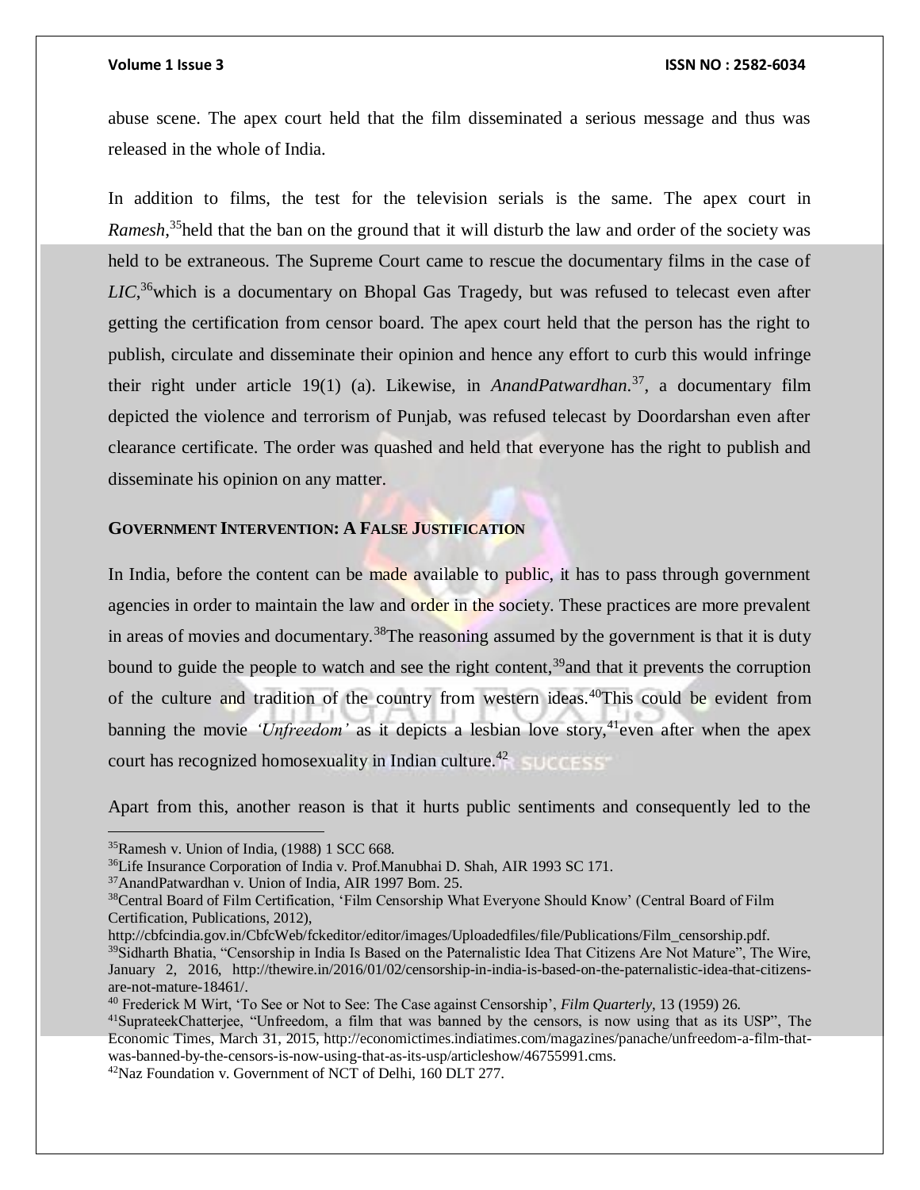abuse scene. The apex court held that the film disseminated a serious message and thus was released in the whole of India.

In addition to films, the test for the television serials is the same. The apex court in *Ramesh*,[35]held that the ban on the ground that it will disturb the law and order of the society was held to be extraneous. The Supreme Court came to rescue the documentary films in the case of *LIC*,[36]which is a documentary on Bhopal Gas Tragedy, but was refused to telecast even after getting the certification from censor board. The apex court held that the person has the right to publish, circulate and disseminate their opinion and hence any effort to curb this would infringe their right under article 19(1) (a). Likewise, in *AnandPatwardhan*.[37], a documentary film depicted the violence and terrorism of Punjab, was refused telecast by Doordarshan even after clearance certificate. The order was quashed and held that everyone has the right to publish and disseminate his opinion on any matter.

## GOVERNMENT INTERVENTION: A FALSE JUSTIFICATION

In India, before the content can be made available to public, it has to pass through government agencies in order to maintain the law and order in the society. These practices are more prevalent in areas of movies and documentary.[38]The reasoning assumed by the government is that it is duty bound to guide the people to watch and see the right content,[39]and that it prevents the corruption of the culture and tradition of the country from western ideas.[40]This could be evident from banning the movie *'Unfreedom'* as it depicts a lesbian love story,[41]even after when the apex court has recognized homosexuality in Indian culture.[42]

Apart from this, another reason is that it hurts public sentiments and consequently led to the

---

[35]Ramesh v. Union of India, (1988) 1 SCC 668.

[36]Life Insurance Corporation of India v. Prof.Manubhai D. Shah, AIR 1993 SC 171.

[37]AnandPatwardhan v. Union of India, AIR 1997 Bom. 25.

[38]Central Board of Film Certification, 'Film Censorship What Everyone Should Know' (Central Board of Film Certification, Publications, 2012), http://cbfcindia.gov.in/CbfcWeb/fckeditor/editor/images/Uploadedfiles/file/Publications/Film_censorship.pdf.

[39]Sidharth Bhatia, "Censorship in India Is Based on the Paternalistic Idea That Citizens Are Not Mature", The Wire, January 2, 2016, http://thewire.in/2016/01/02/censorship-in-india-is-based-on-the-paternalistic-idea-that-citizens-are-not-mature-18461/.

[40] Frederick M Wirt, 'To See or Not to See: The Case against Censorship', *Film Quarterly*, 13 (1959) 26.

[41]SuprateekChatterjee, "Unfreedom, a film that was banned by the censors, is now using that as its USP", The Economic Times, March 31, 2015, http://economictimes.indiatimes.com/magazines/panache/unfreedom-a-film-that-was-banned-by-the-censors-is-now-using-that-as-its-usp/articleshow/46755991.cms.

[42]Naz Foundation v. Government of NCT of Delhi, 160 DLT 277.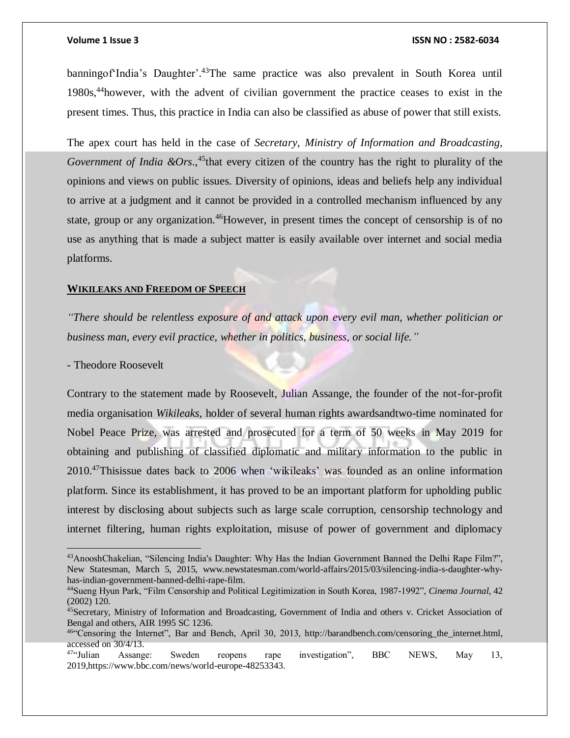banningof'India's Daughter'.[43]The same practice was also prevalent in South Korea until 1980s,[44]however, with the advent of civilian government the practice ceases to exist in the present times. Thus, this practice in India can also be classified as abuse of power that still exists.

The apex court has held in the case of *Secretary, Ministry of Information and Broadcasting, Government of India &Ors.*,[45]that every citizen of the country has the right to plurality of the opinions and views on public issues. Diversity of opinions, ideas and beliefs help any individual to arrive at a judgment and it cannot be provided in a controlled mechanism influenced by any state, group or any organization.[46]However, in present times the concept of censorship is of no use as anything that is made a subject matter is easily available over internet and social media platforms.

## WIKILEAKS AND FREEDOM OF SPEECH

*"There should be relentless exposure of and attack upon every evil man, whether politician or business man, every evil practice, whether in politics, business, or social life."*

- Theodore Roosevelt

Contrary to the statement made by Roosevelt, Julian Assange, the founder of the not-for-profit media organisation *Wikileaks,* holder of several human rights awardsandtwo-time nominated for Nobel Peace Prize, was arrested and prosecuted for a term of 50 weeks in May 2019 for obtaining and publishing of classified diplomatic and military information to the public in 2010.[47]Thisissue dates back to 2006 when 'wikileaks' was founded as an online information platform. Since its establishment, it has proved to be an important platform for upholding public interest by disclosing about subjects such as large scale corruption, censorship technology and internet filtering, human rights exploitation, misuse of power of government and diplomacy

---

[43]AnooshChakelian, "Silencing India's Daughter: Why Has the Indian Government Banned the Delhi Rape Film?", New Statesman, March 5, 2015, www.newstatesman.com/world-affairs/2015/03/silencing-india-s-daughter-why-has-indian-government-banned-delhi-rape-film.

[44]Sueng Hyun Park, "Film Censorship and Political Legitimization in South Korea, 1987-1992", *Cinema Journal*, 42 (2002) 120.

[45]Secretary, Ministry of Information and Broadcasting, Government of India and others v. Cricket Association of Bengal and others, AIR 1995 SC 1236.

[46]"Censoring the Internet", Bar and Bench, April 30, 2013, http://barandbench.com/censoring_the_internet.html, accessed on 30/4/13.

[47]"Julian Assange: Sweden reopens rape investigation", BBC NEWS, May 13, 2019,https://www.bbc.com/news/world-europe-48253343.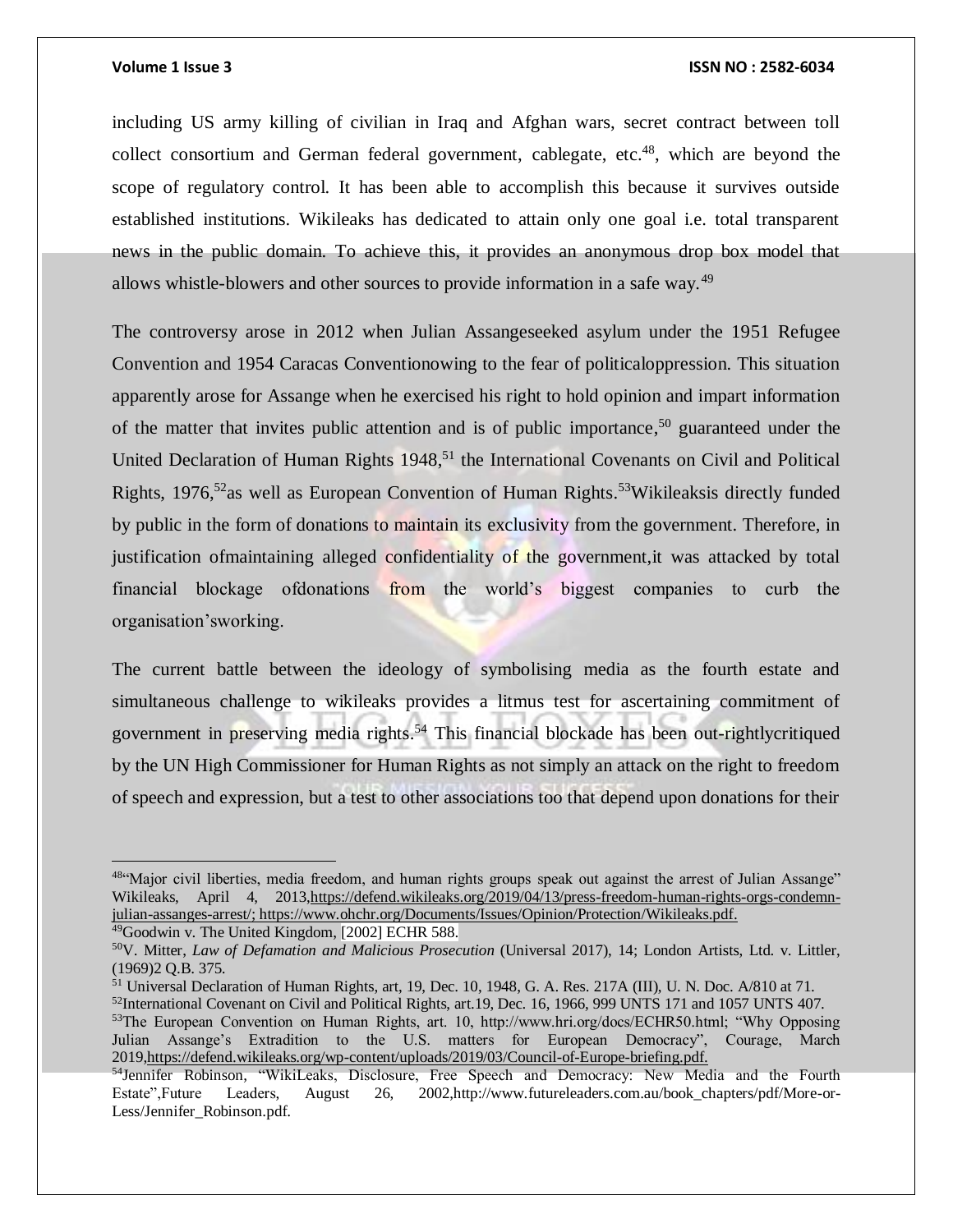including US army killing of civilian in Iraq and Afghan wars, secret contract between toll collect consortium and German federal government, cablegate, etc.[48], which are beyond the scope of regulatory control. It has been able to accomplish this because it survives outside established institutions. Wikileaks has dedicated to attain only one goal i.e. total transparent news in the public domain. To achieve this, it provides an anonymous drop box model that allows whistle-blowers and other sources to provide information in a safe way.[49]

The controversy arose in 2012 when Julian Assangeseeked asylum under the 1951 Refugee Convention and 1954 Caracas Conventionowing to the fear of politicaloppression. This situation apparently arose for Assange when he exercised his right to hold opinion and impart information of the matter that invites public attention and is of public importance,[50] guaranteed under the United Declaration of Human Rights 1948,[51] the International Covenants on Civil and Political Rights, 1976,[52]as well as European Convention of Human Rights.[53]Wikileaksis directly funded by public in the form of donations to maintain its exclusivity from the government. Therefore, in justification ofmaintaining alleged confidentiality of the government,it was attacked by total financial blockage ofdonations from the world's biggest companies to curb the organisation'sworking.

The current battle between the ideology of symbolising media as the fourth estate and simultaneous challenge to wikileaks provides a litmus test for ascertaining commitment of government in preserving media rights.[54] This financial blockade has been out-rightlycritiqued by the UN High Commissioner for Human Rights as not simply an attack on the right to freedom of speech and expression, but a test to other associations too that depend upon donations for their

---

[48]"Major civil liberties, media freedom, and human rights groups speak out against the arrest of Julian Assange" Wikileaks, April 4, 2013,https://defend.wikileaks.org/2019/04/13/press-freedom-human-rights-orgs-condemn-julian-assanges-arrest/; https://www.ohchr.org/Documents/Issues/Opinion/Protection/Wikileaks.pdf.

[49]Goodwin v. The United Kingdom, [2002] ECHR 588.

[50]V. Mitter, *Law of Defamation and Malicious Prosecution* (Universal 2017), 14; London Artists, Ltd. v. Littler, (1969)2 Q.B. 375.

[51] Universal Declaration of Human Rights, art, 19, Dec. 10, 1948, G. A. Res. 217A (III), U. N. Doc. A/810 at 71.

[52]International Covenant on Civil and Political Rights, art.19, Dec. 16, 1966, 999 UNTS 171 and 1057 UNTS 407.

[53]The European Convention on Human Rights, art. 10, http://www.hri.org/docs/ECHR50.html; "Why Opposing Julian Assange's Extradition to the U.S. matters for European Democracy", Courage, March 2019,https://defend.wikileaks.org/wp-content/uploads/2019/03/Council-of-Europe-briefing.pdf.

[54]Jennifer Robinson, "WikiLeaks, Disclosure, Free Speech and Democracy: New Media and the Fourth Estate",Future Leaders, August 26, 2002,http://www.futureleaders.com.au/book_chapters/pdf/More-or-Less/Jennifer_Robinson.pdf.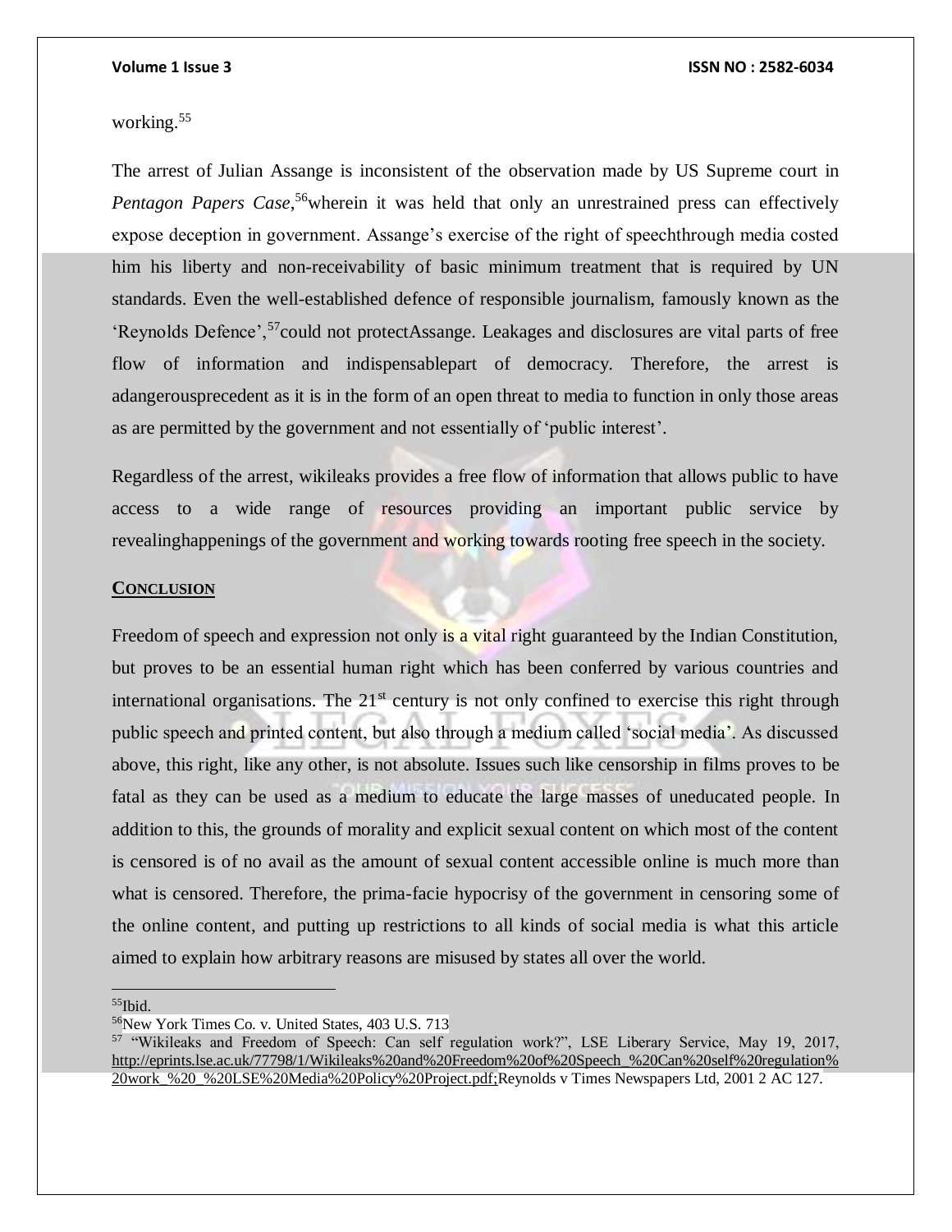working.[55]

The arrest of Julian Assange is inconsistent of the observation made by US Supreme court in *Pentagon Papers Case*,[56]wherein it was held that only an unrestrained press can effectively expose deception in government. Assange's exercise of the right of speechthrough media costed him his liberty and non-receivability of basic minimum treatment that is required by UN standards. Even the well-established defence of responsible journalism, famously known as the 'Reynolds Defence',[57]could not protectAssange. Leakages and disclosures are vital parts of free flow of information and indispensablepart of democracy. Therefore, the arrest is adangerousprecedent as it is in the form of an open threat to media to function in only those areas as are permitted by the government and not essentially of 'public interest'.

Regardless of the arrest, wikileaks provides a free flow of information that allows public to have access to a wide range of resources providing an important public service by revealinghappenings of the government and working towards rooting free speech in the society.

## CONCLUSION

Freedom of speech and expression not only is a vital right guaranteed by the Indian Constitution, but proves to be an essential human right which has been conferred by various countries and international organisations. The 21st century is not only confined to exercise this right through public speech and printed content, but also through a medium called 'social media'. As discussed above, this right, like any other, is not absolute. Issues such like censorship in films proves to be fatal as they can be used as a medium to educate the large masses of uneducated people. In addition to this, the grounds of morality and explicit sexual content on which most of the content is censored is of no avail as the amount of sexual content accessible online is much more than what is censored. Therefore, the prima-facie hypocrisy of the government in censoring some of the online content, and putting up restrictions to all kinds of social media is what this article aimed to explain how arbitrary reasons are misused by states all over the world.

---

[55]Ibid.

[56]New York Times Co. v. United States, 403 U.S. 713

[57] "Wikileaks and Freedom of Speech: Can self regulation work?", LSE Liberary Service, May 19, 2017, http://eprints.lse.ac.uk/77798/1/Wikileaks%20and%20Freedom%20of%20Speech_%20Can%20self%20regulation%20work_%20_%20LSE%20Media%20Policy%20Project.pdf;Reynolds v Times Newspapers Ltd, 2001 2 AC 127.